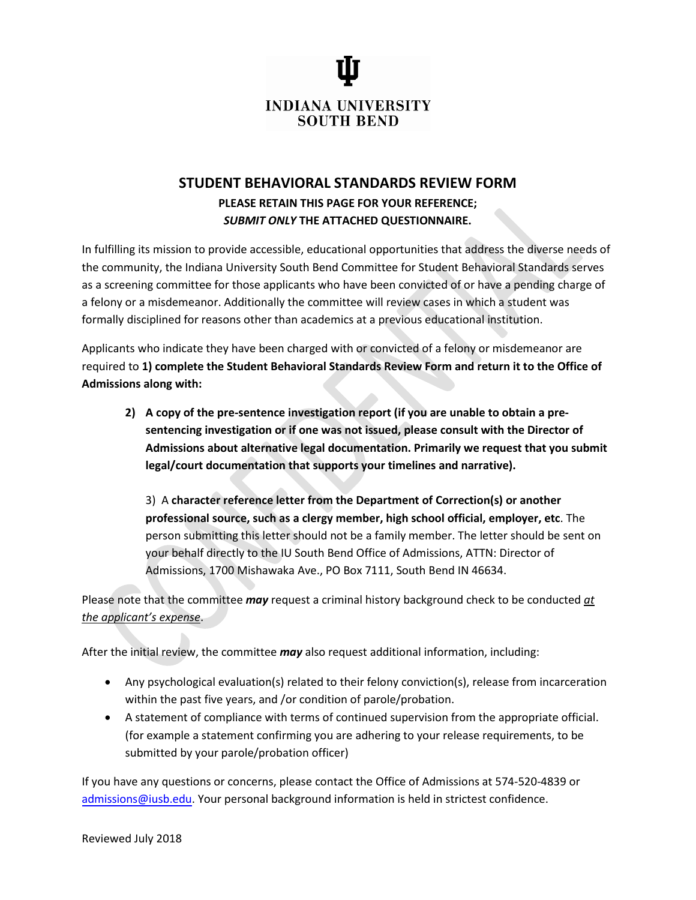INDIANA UNIVERSITY
SOUTH BEND

# STUDENT BEHAVIORAL STANDARDS REVIEW FORM

**PLEASE RETAIN THIS PAGE FOR YOUR REFERENCE;**
***SUBMIT ONLY* THE ATTACHED QUESTIONNAIRE.**

In fulfilling its mission to provide accessible, educational opportunities that address the diverse needs of the community, the Indiana University South Bend Committee for Student Behavioral Standards serves as a screening committee for those applicants who have been convicted of or have a pending charge of a felony or a misdemeanor. Additionally the committee will review cases in which a student was formally disciplined for reasons other than academics at a previous educational institution.

Applicants who indicate they have been charged with or convicted of a felony or misdemeanor are required to **1) complete the Student Behavioral Standards Review Form and return it to the Office of Admissions along with:**

> **2) A copy of the pre-sentence investigation report (if you are unable to obtain a pre-sentencing investigation or if one was not issued, please consult with the Director of Admissions about alternative legal documentation. Primarily we request that you submit legal/court documentation that supports your timelines and narrative).**
>
> 3) A **character reference letter from the Department of Correction(s) or another professional source, such as a clergy member, high school official, employer, etc**. The person submitting this letter should not be a family member. The letter should be sent on your behalf directly to the IU South Bend Office of Admissions, ATTN: Director of Admissions, 1700 Mishawaka Ave., PO Box 7111, South Bend IN 46634.

Please note that the committee ***may*** request a criminal history background check to be conducted *at the applicant's expense*.

After the initial review, the committee ***may*** also request additional information, including:

- Any psychological evaluation(s) related to their felony conviction(s), release from incarceration within the past five years, and /or condition of parole/probation.
- A statement of compliance with terms of continued supervision from the appropriate official. (for example a statement confirming you are adhering to your release requirements, to be submitted by your parole/probation officer)

If you have any questions or concerns, please contact the Office of Admissions at 574-520-4839 or admissions@iusb.edu. Your personal background information is held in strictest confidence.

Reviewed July 2018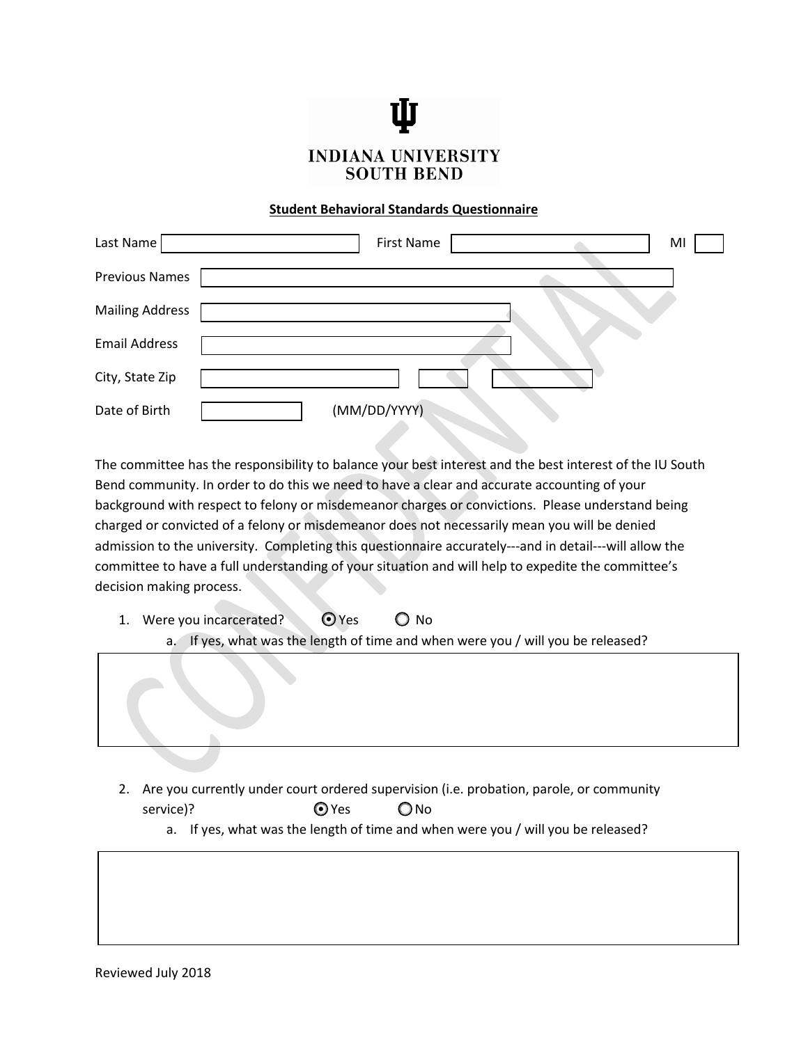**INDIANA UNIVERSITY**
**SOUTH BEND**

**Student Behavioral Standards Questionnaire**

Last Name ______________________ First Name ______________________ MI ____

Previous Names ______________________

Mailing Address ______________________

Email Address ______________________

City, State Zip ______________________ ______ ________

Date of Birth ____________ (MM/DD/YYYY)

The committee has the responsibility to balance your best interest and the best interest of the IU South Bend community. In order to do this we need to have a clear and accurate accounting of your background with respect to felony or misdemeanor charges or convictions. Please understand being charged or convicted of a felony or misdemeanor does not necessarily mean you will be denied admission to the university. Completing this questionnaire accurately---and in detail---will allow the committee to have a full understanding of your situation and will help to expedite the committee's decision making process.

1. Were you incarcerated? ⦿ Yes ○ No
   a. If yes, what was the length of time and when were you / will you be released?

______________________

2. Are you currently under court ordered supervision (i.e. probation, parole, or community service)? ⦿ Yes ○ No
   a. If yes, what was the length of time and when were you / will you be released?

______________________

Reviewed July 2018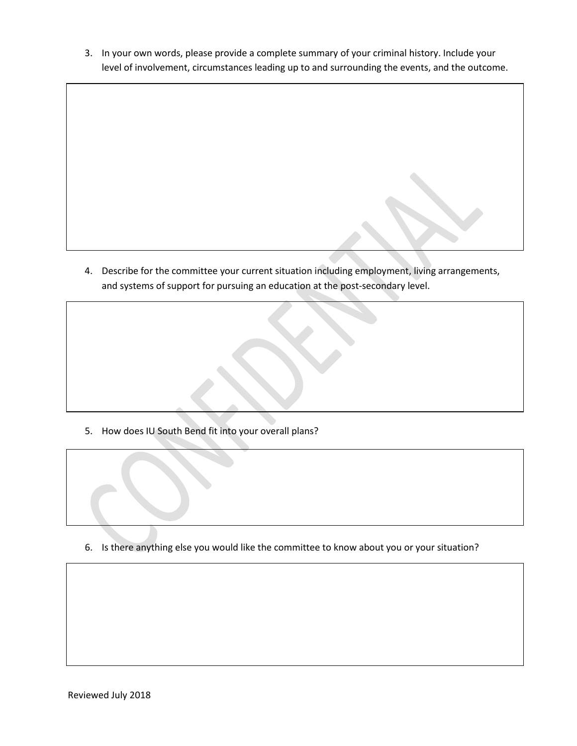3. In your own words, please provide a complete summary of your criminal history. Include your level of involvement, circumstances leading up to and surrounding the events, and the outcome.

| |
|---|
| |

4. Describe for the committee your current situation including employment, living arrangements, and systems of support for pursuing an education at the post-secondary level.

| |
|---|
| |

5. How does IU South Bend fit into your overall plans?

| |
|---|
| |

6. Is there anything else you would like the committee to know about you or your situation?

| |
|---|
| |

Reviewed July 2018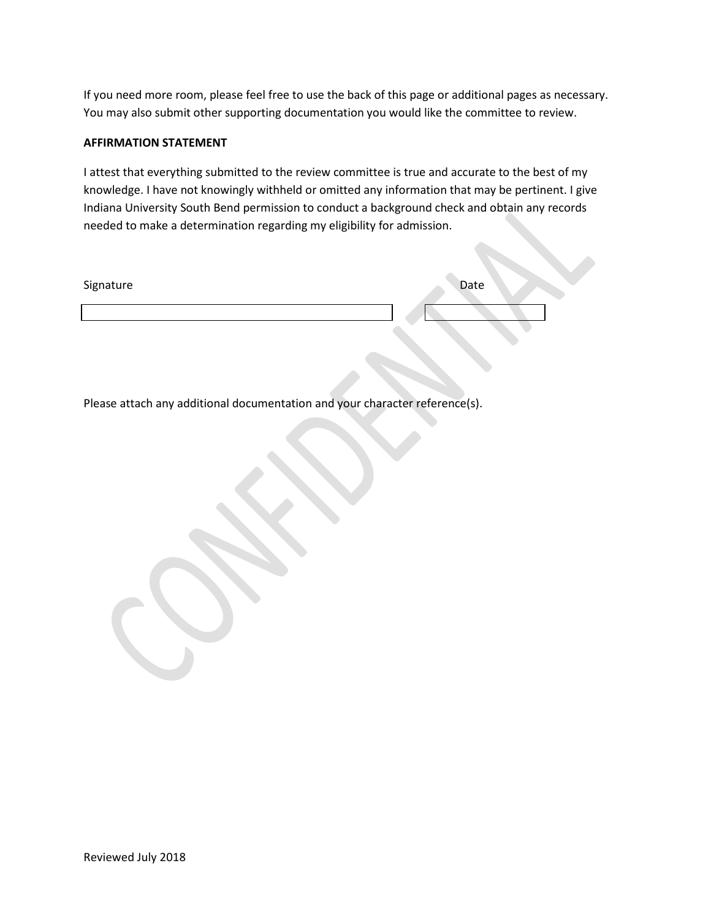If you need more room, please feel free to use the back of this page or additional pages as necessary. You may also submit other supporting documentation you would like the committee to review.

**AFFIRMATION STATEMENT**

I attest that everything submitted to the review committee is true and accurate to the best of my knowledge. I have not knowingly withheld or omitted any information that may be pertinent. I give Indiana University South Bend permission to conduct a background check and obtain any records needed to make a determination regarding my eligibility for admission.

| Signature | Date |
| --- | --- |
| | |

Please attach any additional documentation and your character reference(s).

Reviewed July 2018